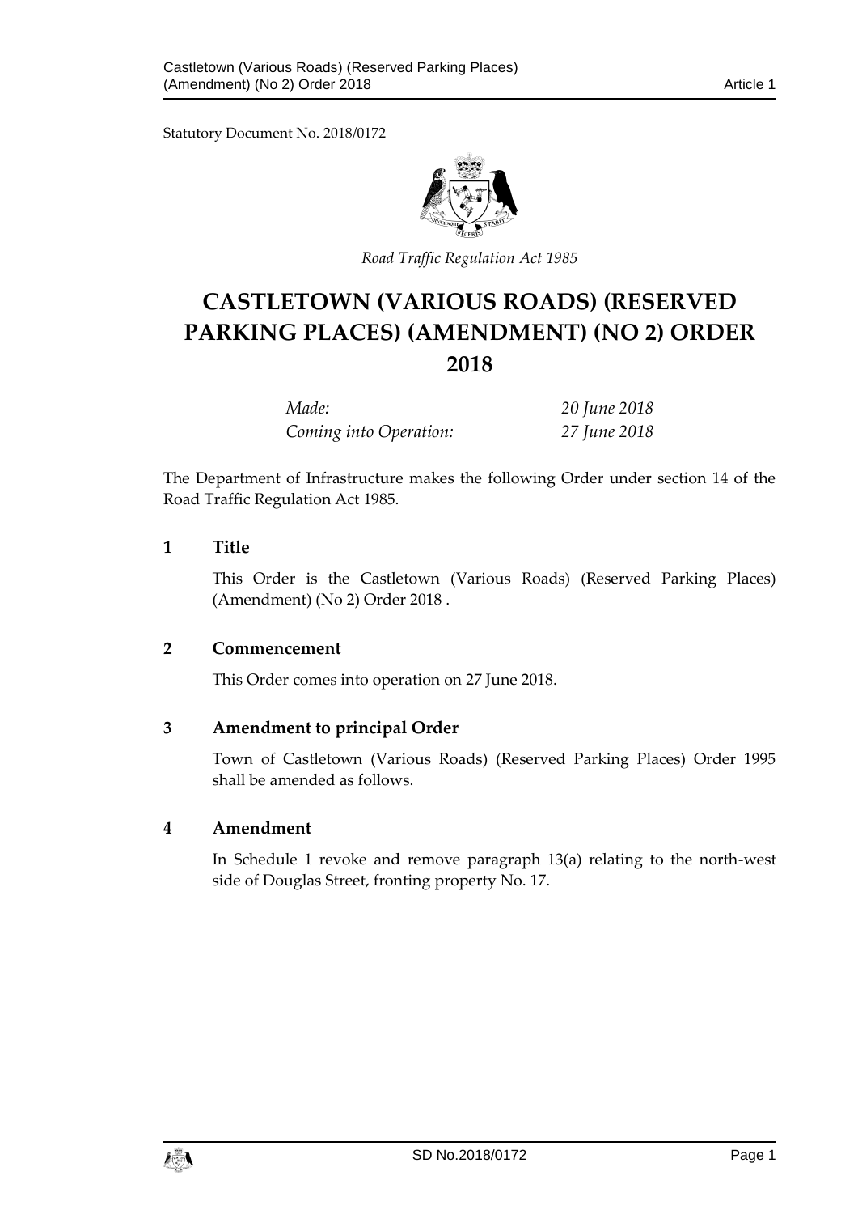Statutory Document No. 2018/0172

*Road Traffic Regulation Act 1985*

# CASTLETOWN (VARIOUS ROADS) (RESERVED PARKING PLACES) (AMENDMENT) (NO 2) ORDER 2018

| | |
|---|---|
| *Made:* | *20 June 2018* |
| *Coming into Operation:* | *27 June 2018* |

The Department of Infrastructure makes the following Order under section 14 of the Road Traffic Regulation Act 1985.

## 1 Title

This Order is the Castletown (Various Roads) (Reserved Parking Places) (Amendment) (No 2) Order 2018 .

## 2 Commencement

This Order comes into operation on 27 June 2018.

## 3 Amendment to principal Order

Town of Castletown (Various Roads) (Reserved Parking Places) Order 1995 shall be amended as follows.

## 4 Amendment

In Schedule 1 revoke and remove paragraph 13(a) relating to the north-west side of Douglas Street, fronting property No. 17.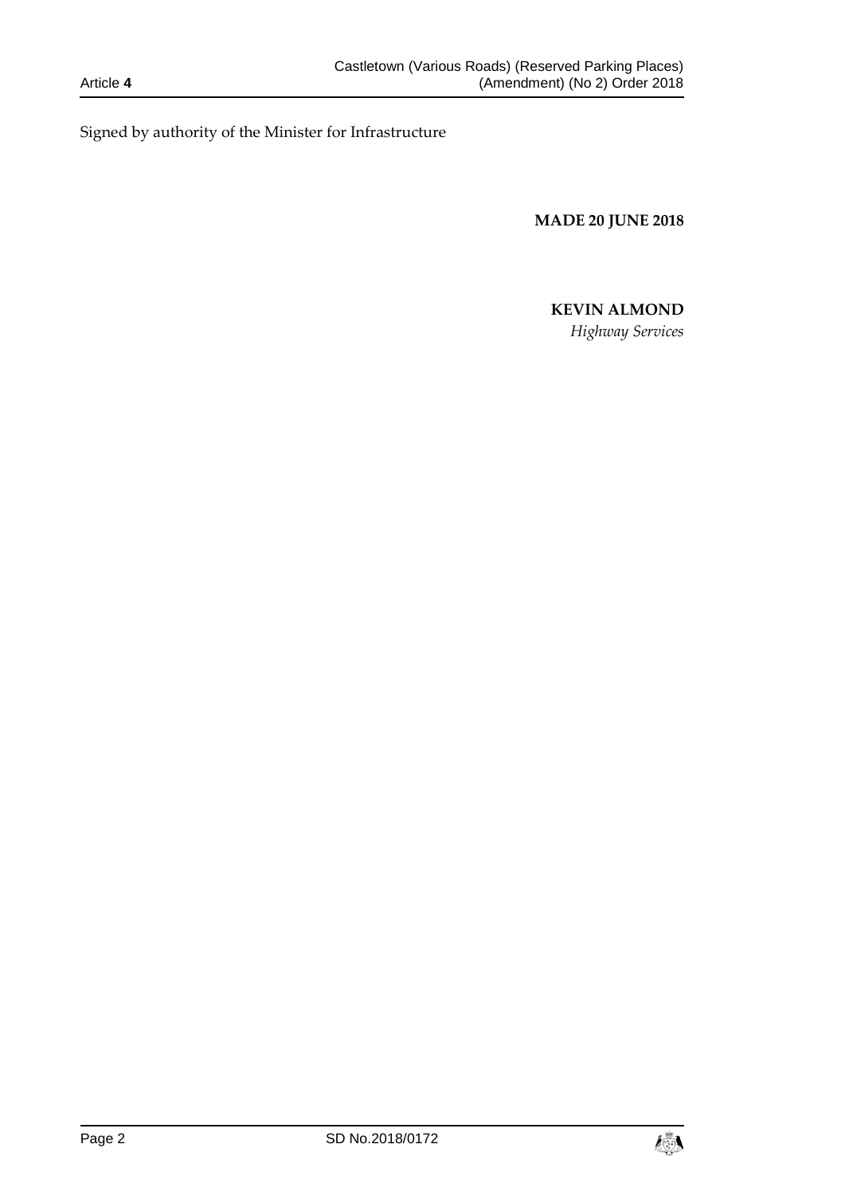Signed by authority of the Minister for Infrastructure

**MADE 20 JUNE 2018**

**KEVIN ALMOND**

*Highway Services*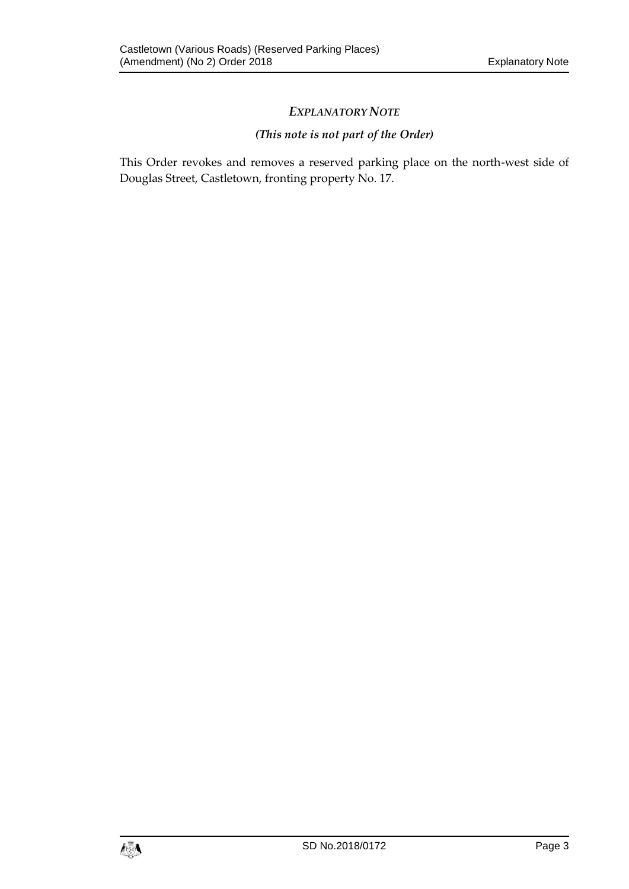## *EXPLANATORY NOTE*

***(This note is not part of the Order)***

This Order revokes and removes a reserved parking place on the north-west side of Douglas Street, Castletown, fronting property No. 17.